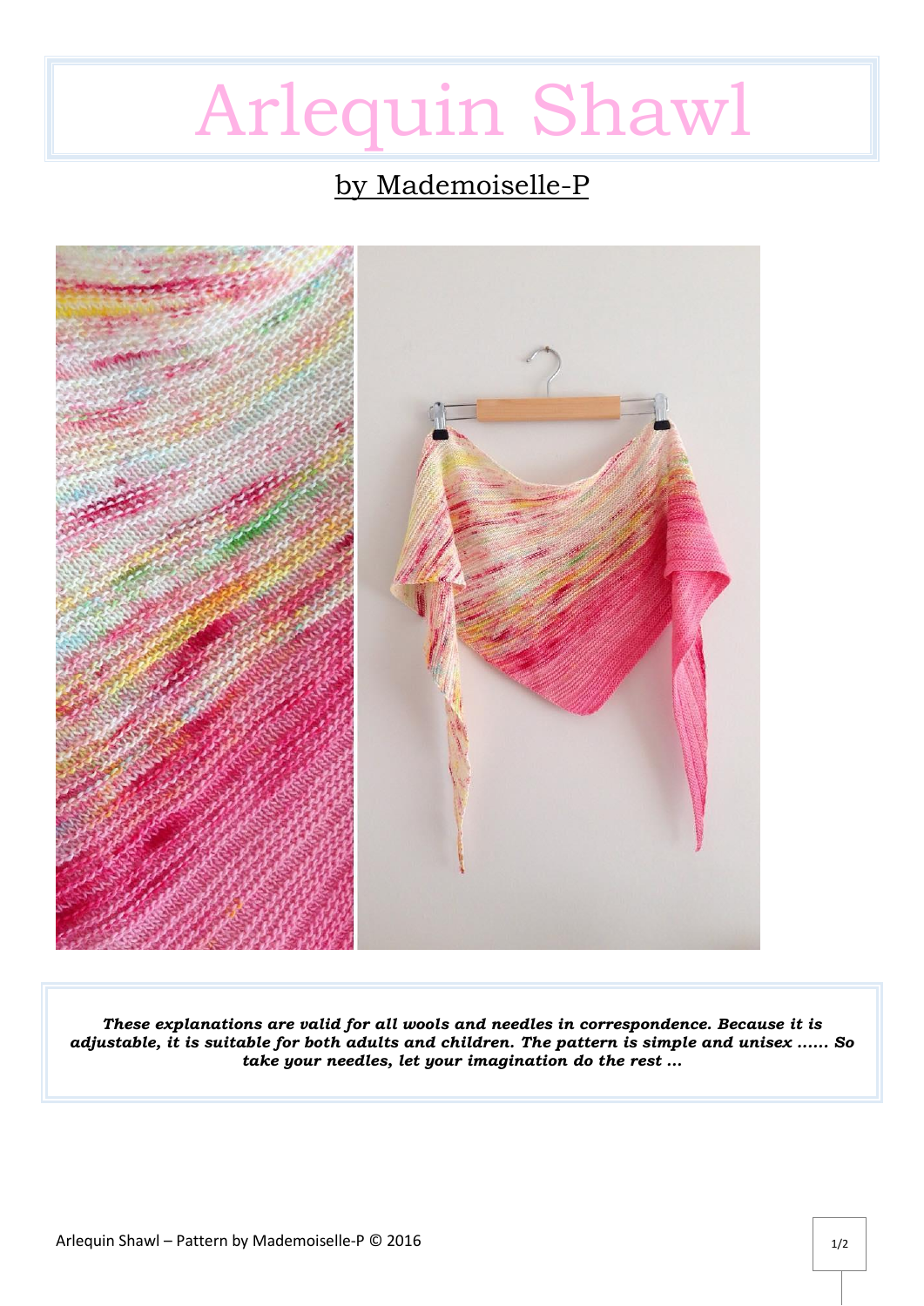# Arlequin Shawl

## by Mademoiselle-P

***These explanations are valid for all wools and needles in correspondence. Because it is adjustable, it is suitable for both adults and children. The pattern is simple and unisex …… So take your needles, let your imagination do the rest …***

Arlequin Shawl – Pattern by Mademoiselle-P © 2016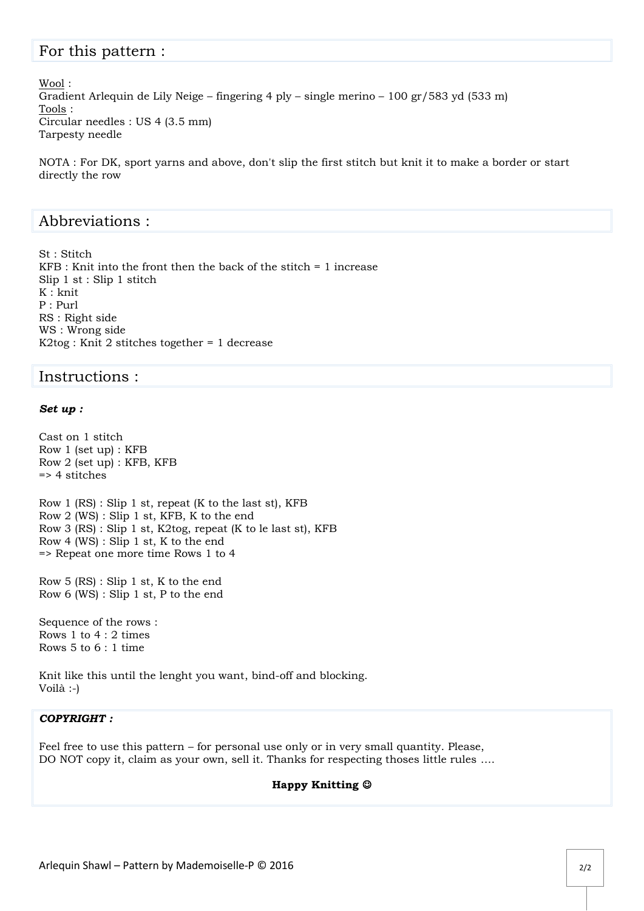## For this pattern :

Wool :
Gradient Arlequin de Lily Neige – fingering 4 ply – single merino – 100 gr/583 yd (533 m)
Tools :
Circular needles : US 4 (3.5 mm)
Tarpesty needle

NOTA : For DK, sport yarns and above, don't slip the first stitch but knit it to make a border or start directly the row

## Abbreviations :

St : Stitch
KFB : Knit into the front then the back of the stitch = 1 increase
Slip 1 st : Slip 1 stitch
K : knit
P : Purl
RS : Right side
WS : Wrong side
K2tog : Knit 2 stitches together = 1 decrease

## Instructions :

***Set up :***

Cast on 1 stitch
Row 1 (set up) : KFB
Row 2 (set up) : KFB, KFB
=> 4 stitches

Row 1 (RS) : Slip 1 st, repeat (K to the last st), KFB
Row 2 (WS) : Slip 1 st, KFB, K to the end
Row 3 (RS) : Slip 1 st, K2tog, repeat (K to le last st), KFB
Row 4 (WS) : Slip 1 st, K to the end
=> Repeat one more time Rows 1 to 4

Row 5 (RS) : Slip 1 st, K to the end
Row 6 (WS) : Slip 1 st, P to the end

Sequence of the rows :
Rows 1 to 4 : 2 times
Rows 5 to 6 : 1 time

Knit like this until the lenght you want, bind-off and blocking.
Voilà :-)

***COPYRIGHT :***

Feel free to use this pattern – for personal use only or in very small quantity. Please, DO NOT copy it, claim as your own, sell it. Thanks for respecting thoses little rules ….

**Happy Knitting ☺**